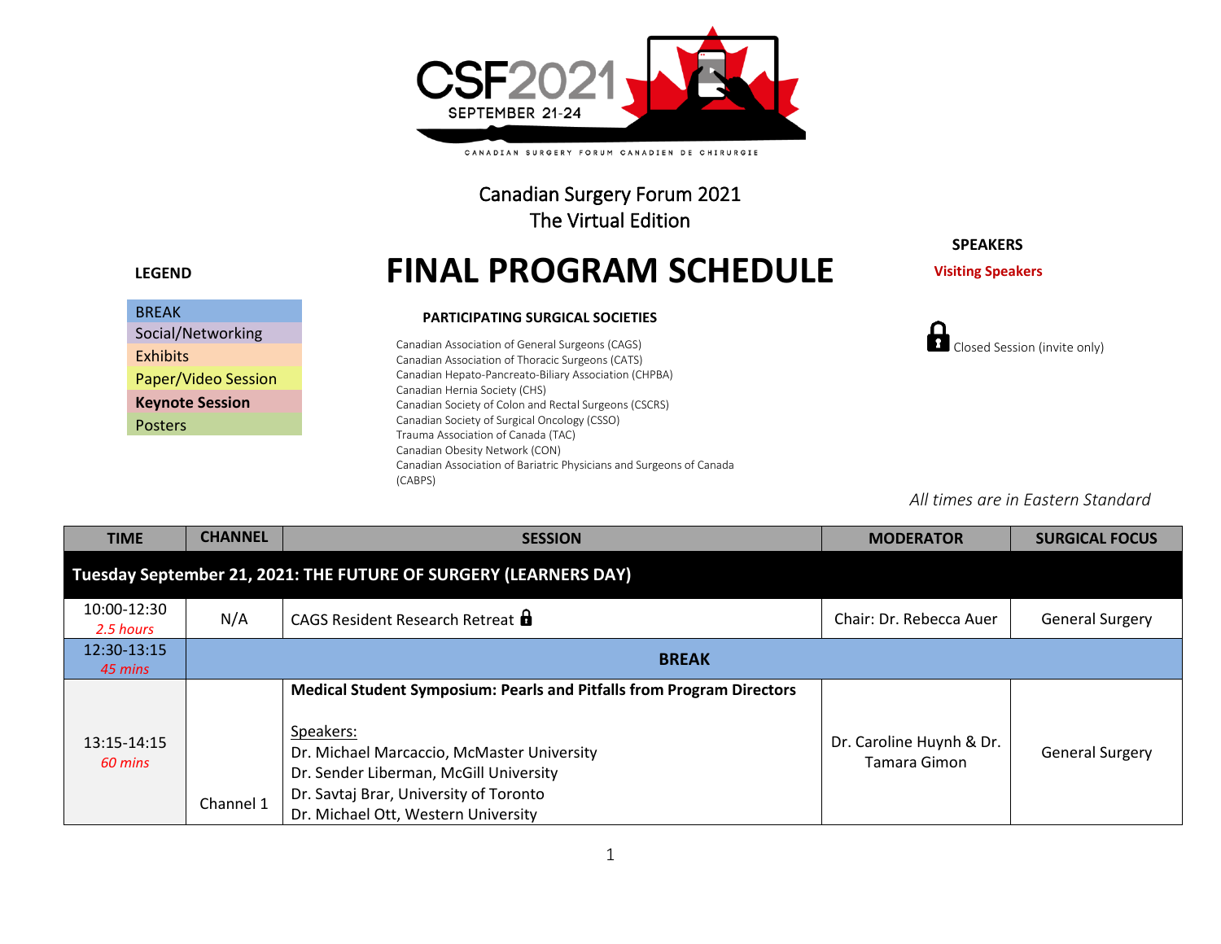CSF2021
SEPTEMBER 21-24
CANADIAN SURGERY FORUM CANADIEN DE CHIRURGIE

Canadian Surgery Forum 2021
The Virtual Edition

# FINAL PROGRAM SCHEDULE

**LEGEND**

| |
|---|
| BREAK |
| Social/Networking |
| Exhibits |
| Paper/Video Session |
| **Keynote Session** |
| Posters |

**PARTICIPATING SURGICAL SOCIETIES**

Canadian Association of General Surgeons (CAGS)
Canadian Association of Thoracic Surgeons (CATS)
Canadian Hepato-Pancreato-Biliary Association (CHPBA)
Canadian Hernia Society (CHS)
Canadian Society of Colon and Rectal Surgeons (CSCRS)
Canadian Society of Surgical Oncology (CSSO)
Trauma Association of Canada (TAC)
Canadian Obesity Network (CON)
Canadian Association of Bariatric Physicians and Surgeons of Canada (CABPS)

**SPEAKERS**

**Visiting Speakers**

🔒 Closed Session (invite only)

*All times are in Eastern Standard*

| TIME | CHANNEL | SESSION | MODERATOR | SURGICAL FOCUS |
|---|---|---|---|---|
| **Tuesday September 21, 2021: THE FUTURE OF SURGERY (LEARNERS DAY)** | | | | |
| 10:00-12:30 *2.5 hours* | N/A | CAGS Resident Research Retreat 🔒 | Chair: Dr. Rebecca Auer | General Surgery |
| 12:30-13:15 *45 mins* | **BREAK** | | | |
| 13:15-14:15 *60 mins* | Channel 1 | **Medical Student Symposium: Pearls and Pitfalls from Program Directors**<br><br>Speakers:<br>Dr. Michael Marcaccio, McMaster University<br>Dr. Sender Liberman, McGill University<br>Dr. Savtaj Brar, University of Toronto<br>Dr. Michael Ott, Western University | Dr. Caroline Huynh & Dr. Tamara Gimon | General Surgery |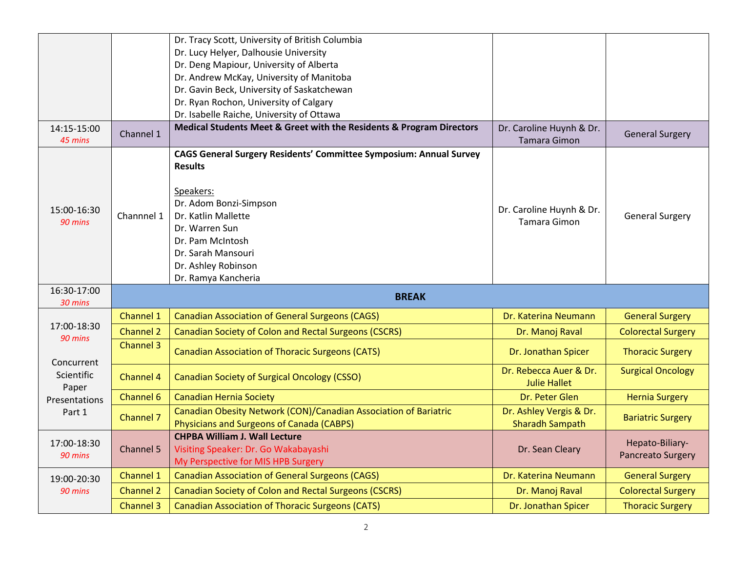| | | | | |
|---|---|---|---|---|
| | | Dr. Tracy Scott, University of British Columbia<br>Dr. Lucy Helyer, Dalhousie University<br>Dr. Deng Mapiour, University of Alberta<br>Dr. Andrew McKay, University of Manitoba<br>Dr. Gavin Beck, University of Saskatchewan<br>Dr. Ryan Rochon, University of Calgary<br>Dr. Isabelle Raiche, University of Ottawa | | |
| 14:15-15:00<br>*45 mins* | Channel 1 | **Medical Students Meet & Greet with the Residents & Program Directors** | Dr. Caroline Huynh & Dr. Tamara Gimon | General Surgery |
| 15:00-16:30<br>*90 mins* | Channnel 1 | **CAGS General Surgery Residents' Committee Symposium: Annual Survey Results**<br><br>Speakers:<br>Dr. Adom Bonzi-Simpson<br>Dr. Katlin Mallette<br>Dr. Warren Sun<br>Dr. Pam McIntosh<br>Dr. Sarah Mansouri<br>Dr. Ashley Robinson<br>Dr. Ramya Kancheria | Dr. Caroline Huynh & Dr. Tamara Gimon | General Surgery |
| 16:30-17:00<br>*30 mins* | **BREAK** | | | |
| 17:00-18:30<br>*90 mins*<br><br>Concurrent Scientific Paper Presentations Part 1 | Channel 1 | Canadian Association of General Surgeons (CAGS) | Dr. Katerina Neumann | General Surgery |
| | Channel 2 | Canadian Society of Colon and Rectal Surgeons (CSCRS) | Dr. Manoj Raval | Colorectal Surgery |
| | Channel 3 | Canadian Association of Thoracic Surgeons (CATS) | Dr. Jonathan Spicer | Thoracic Surgery |
| | Channel 4 | Canadian Society of Surgical Oncology (CSSO) | Dr. Rebecca Auer & Dr. Julie Hallet | Surgical Oncology |
| | Channel 6 | Canadian Hernia Society | Dr. Peter Glen | Hernia Surgery |
| | Channel 7 | Canadian Obesity Network (CON)/Canadian Association of Bariatric Physicians and Surgeons of Canada (CABPS) | Dr. Ashley Vergis & Dr. Sharadh Sampath | Bariatric Surgery |
| 17:00-18:30<br>*90 mins* | Channel 5 | **CHPBA William J. Wall Lecture**<br>Visiting Speaker: Dr. Go Wakabayashi<br>My Perspective for MIS HPB Surgery | Dr. Sean Cleary | Hepato-Biliary-Pancreato Surgery |
| 19:00-20:30<br>*90 mins* | Channel 1 | Canadian Association of General Surgeons (CAGS) | Dr. Katerina Neumann | General Surgery |
| | Channel 2 | Canadian Society of Colon and Rectal Surgeons (CSCRS) | Dr. Manoj Raval | Colorectal Surgery |
| | Channel 3 | Canadian Association of Thoracic Surgeons (CATS) | Dr. Jonathan Spicer | Thoracic Surgery |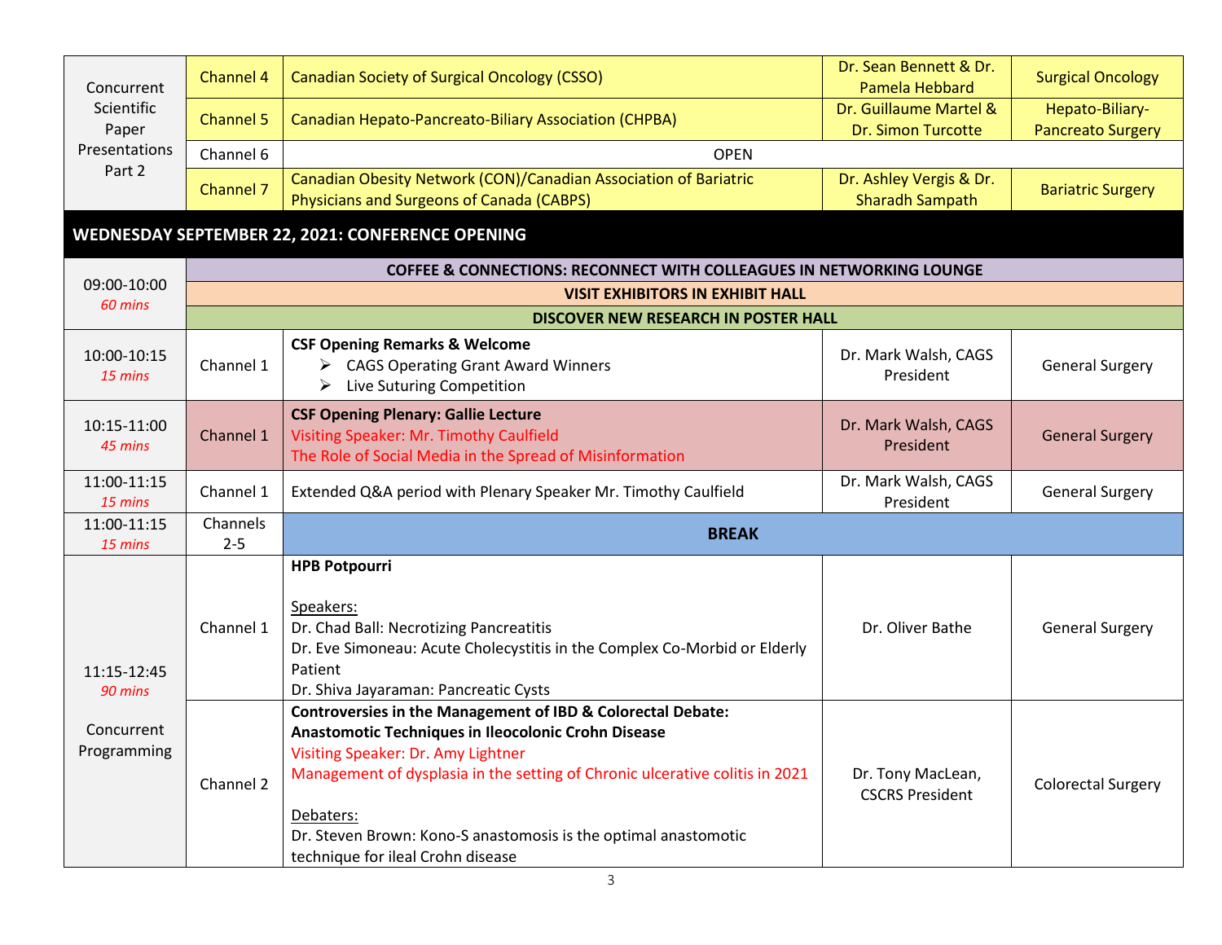| | | | | |
|---|---|---|---|---|
| Concurrent Scientific Paper Presentations Part 2 | Channel 4 | Canadian Society of Surgical Oncology (CSSO) | Dr. Sean Bennett & Dr. Pamela Hebbard | Surgical Oncology |
| | Channel 5 | Canadian Hepato-Pancreato-Biliary Association (CHPBA) | Dr. Guillaume Martel & Dr. Simon Turcotte | Hepato-Biliary-Pancreato Surgery |
| | Channel 6 | OPEN | | |
| | Channel 7 | Canadian Obesity Network (CON)/Canadian Association of Bariatric Physicians and Surgeons of Canada (CABPS) | Dr. Ashley Vergis & Dr. Sharadh Sampath | Bariatric Surgery |

## WEDNESDAY SEPTEMBER 22, 2021: CONFERENCE OPENING

| | | | | |
|---|---|---|---|---|
| 09:00-10:00 *60 mins* | **COFFEE & CONNECTIONS: RECONNECT WITH COLLEAGUES IN NETWORKING LOUNGE** | | | |
| | **VISIT EXHIBITORS IN EXHIBIT HALL** | | | |
| | **DISCOVER NEW RESEARCH IN POSTER HALL** | | | |
| 10:00-10:15 *15 mins* | Channel 1 | **CSF Opening Remarks & Welcome**<br>➢ CAGS Operating Grant Award Winners<br>➢ Live Suturing Competition | Dr. Mark Walsh, CAGS President | General Surgery |
| 10:15-11:00 *45 mins* | Channel 1 | **CSF Opening Plenary: Gallie Lecture**<br>Visiting Speaker: Mr. Timothy Caulfield<br>The Role of Social Media in the Spread of Misinformation | Dr. Mark Walsh, CAGS President | General Surgery |
| 11:00-11:15 *15 mins* | Channel 1 | Extended Q&A period with Plenary Speaker Mr. Timothy Caulfield | Dr. Mark Walsh, CAGS President | General Surgery |
| 11:00-11:15 *15 mins* | Channels 2-5 | **BREAK** | | |
| 11:15-12:45 *90 mins*<br><br>Concurrent Programming | Channel 1 | **HPB Potpourri**<br><br>Speakers:<br>Dr. Chad Ball: Necrotizing Pancreatitis<br>Dr. Eve Simoneau: Acute Cholecystitis in the Complex Co-Morbid or Elderly Patient<br>Dr. Shiva Jayaraman: Pancreatic Cysts | Dr. Oliver Bathe | General Surgery |
| | Channel 2 | **Controversies in the Management of IBD & Colorectal Debate: Anastomotic Techniques in Ileocolonic Crohn Disease**<br>Visiting Speaker: Dr. Amy Lightner<br>Management of dysplasia in the setting of Chronic ulcerative colitis in 2021<br><br>Debaters:<br>Dr. Steven Brown: Kono-S anastomosis is the optimal anastomotic technique for ileal Crohn disease | Dr. Tony MacLean, CSCRS President | Colorectal Surgery |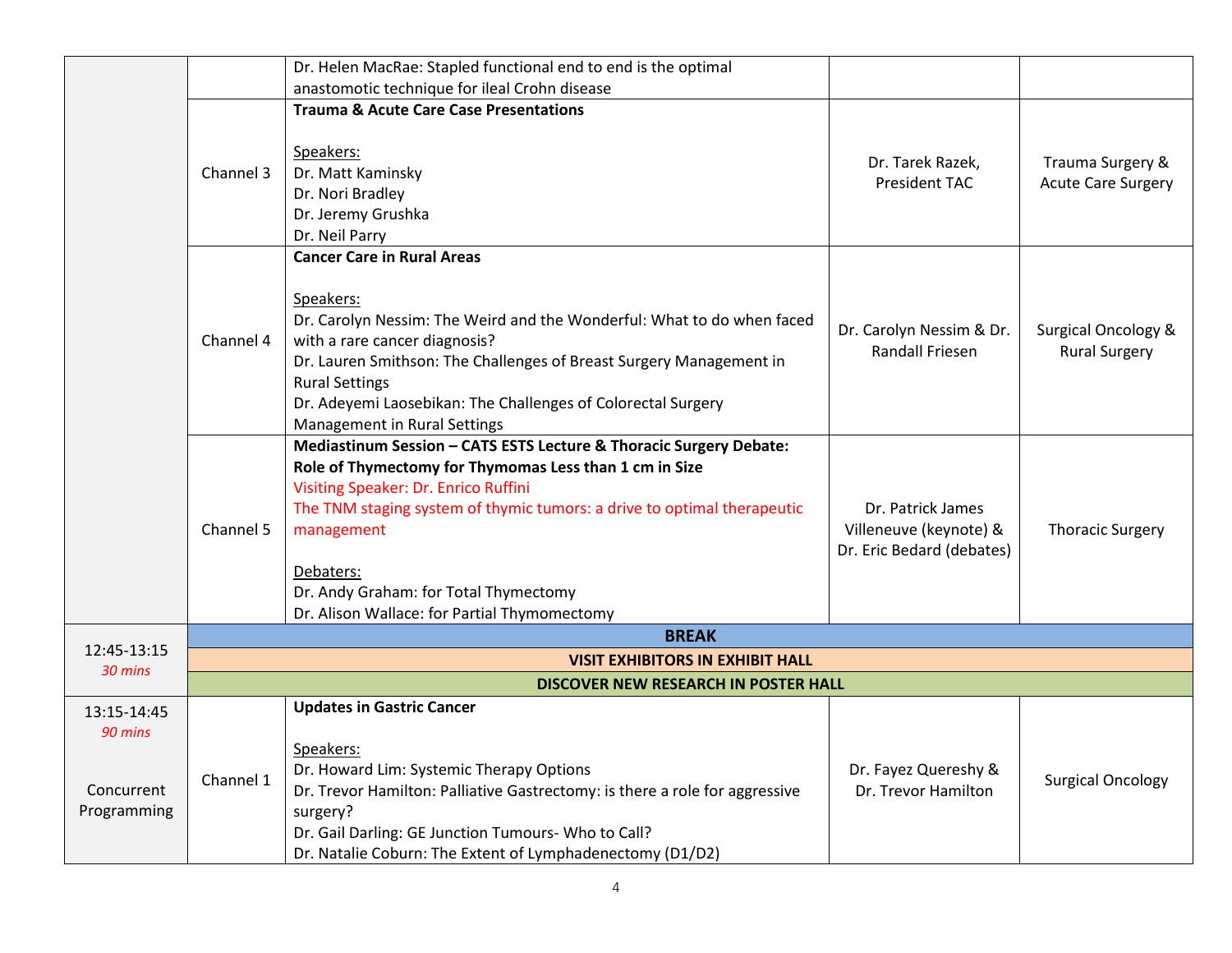| | | | | |
|---|---|---|---|---|
| | | Dr. Helen MacRae: Stapled functional end to end is the optimal anastomotic technique for ileal Crohn disease | | |
| | Channel 3 | **Trauma & Acute Care Case Presentations**<br><br>Speakers:<br>Dr. Matt Kaminsky<br>Dr. Nori Bradley<br>Dr. Jeremy Grushka<br>Dr. Neil Parry | Dr. Tarek Razek, President TAC | Trauma Surgery & Acute Care Surgery |
| | Channel 4 | **Cancer Care in Rural Areas**<br><br>Speakers:<br>Dr. Carolyn Nessim: The Weird and the Wonderful: What to do when faced with a rare cancer diagnosis?<br>Dr. Lauren Smithson: The Challenges of Breast Surgery Management in Rural Settings<br>Dr. Adeyemi Laosebikan: The Challenges of Colorectal Surgery Management in Rural Settings | Dr. Carolyn Nessim & Dr. Randall Friesen | Surgical Oncology & Rural Surgery |
| | Channel 5 | **Mediastinum Session – CATS ESTS Lecture & Thoracic Surgery Debate: Role of Thymectomy for Thymomas Less than 1 cm in Size**<br>Visiting Speaker: Dr. Enrico Ruffini<br>The TNM staging system of thymic tumors: a drive to optimal therapeutic management<br><br>Debaters:<br>Dr. Andy Graham: for Total Thymectomy<br>Dr. Alison Wallace: for Partial Thymomectomy | Dr. Patrick James Villeneuve (keynote) & Dr. Eric Bedard (debates) | Thoracic Surgery |
| 12:45-13:15<br>*30 mins* | **BREAK** | | | |
| | **VISIT EXHIBITORS IN EXHIBIT HALL** | | | |
| | **DISCOVER NEW RESEARCH IN POSTER HALL** | | | |
| 13:15-14:45<br>*90 mins*<br><br>Concurrent Programming | Channel 1 | **Updates in Gastric Cancer**<br><br>Speakers:<br>Dr. Howard Lim: Systemic Therapy Options<br>Dr. Trevor Hamilton: Palliative Gastrectomy: is there a role for aggressive surgery?<br>Dr. Gail Darling: GE Junction Tumours- Who to Call?<br>Dr. Natalie Coburn: The Extent of Lymphadenectomy (D1/D2) | Dr. Fayez Quereshy & Dr. Trevor Hamilton | Surgical Oncology |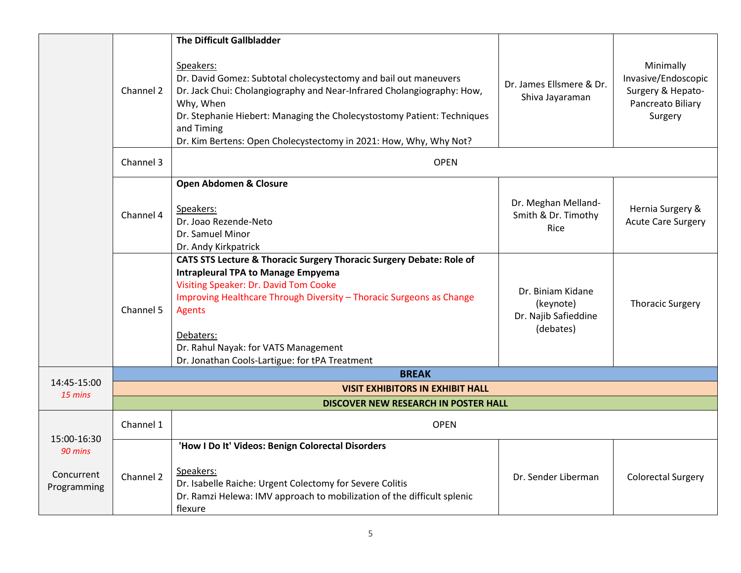| | | | | |
|---|---|---|---|---|
| | Channel 2 | **The Difficult Gallbladder**<br><br>Speakers:<br>Dr. David Gomez: Subtotal cholecystectomy and bail out maneuvers<br>Dr. Jack Chui: Cholangiography and Near-Infrared Cholangiography: How, Why, When<br>Dr. Stephanie Hiebert: Managing the Cholecystostomy Patient: Techniques and Timing<br>Dr. Kim Bertens: Open Cholecystectomy in 2021: How, Why, Why Not? | Dr. James Ellsmere & Dr. Shiva Jayaraman | Minimally Invasive/Endoscopic Surgery & Hepato-Pancreato Biliary Surgery |
| | Channel 3 | OPEN | | |
| | Channel 4 | **Open Abdomen & Closure**<br><br>Speakers:<br>Dr. Joao Rezende-Neto<br>Dr. Samuel Minor<br>Dr. Andy Kirkpatrick | Dr. Meghan Melland-Smith & Dr. Timothy Rice | Hernia Surgery & Acute Care Surgery |
| | Channel 5 | **CATS STS Lecture & Thoracic Surgery Thoracic Surgery Debate: Role of Intrapleural TPA to Manage Empyema**<br>Visiting Speaker: Dr. David Tom Cooke<br>Improving Healthcare Through Diversity – Thoracic Surgeons as Change Agents<br><br>Debaters:<br>Dr. Rahul Nayak: for VATS Management<br>Dr. Jonathan Cools-Lartigue: for tPA Treatment | Dr. Biniam Kidane (keynote)<br>Dr. Najib Safieddine (debates) | Thoracic Surgery |
| 14:45-15:00<br>*15 mins* | **BREAK**<br>**VISIT EXHIBITORS IN EXHIBIT HALL**<br>**DISCOVER NEW RESEARCH IN POSTER HALL** | | | |
| 15:00-16:30<br>*90 mins*<br><br>Concurrent Programming | Channel 1 | OPEN | | |
| | Channel 2 | **'How I Do It' Videos: Benign Colorectal Disorders**<br><br>Speakers:<br>Dr. Isabelle Raiche: Urgent Colectomy for Severe Colitis<br>Dr. Ramzi Helewa: IMV approach to mobilization of the difficult splenic flexure | Dr. Sender Liberman | Colorectal Surgery |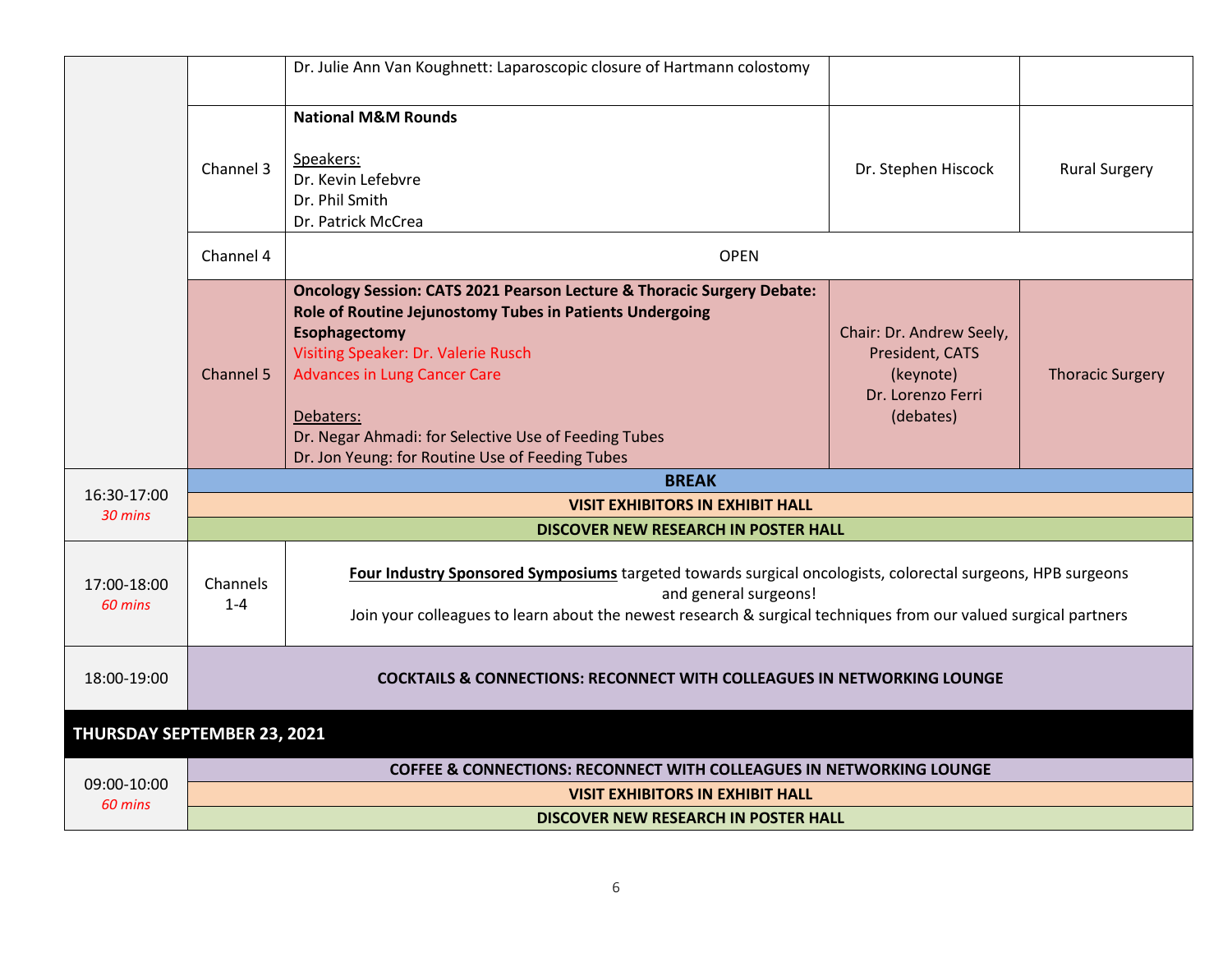| | | | | |
|---|---|---|---|---|
| | | Dr. Julie Ann Van Koughnett: Laparoscopic closure of Hartmann colostomy | | |
| | Channel 3 | **National M&M Rounds**<br><br>Speakers:<br>Dr. Kevin Lefebvre<br>Dr. Phil Smith<br>Dr. Patrick McCrea | Dr. Stephen Hiscock | Rural Surgery |
| | Channel 4 | OPEN | | |
| | Channel 5 | **Oncology Session: CATS 2021 Pearson Lecture & Thoracic Surgery Debate: Role of Routine Jejunostomy Tubes in Patients Undergoing Esophagectomy**<br>Visiting Speaker: Dr. Valerie Rusch<br>Advances in Lung Cancer Care<br><br>Debaters:<br>Dr. Negar Ahmadi: for Selective Use of Feeding Tubes<br>Dr. Jon Yeung: for Routine Use of Feeding Tubes | Chair: Dr. Andrew Seely, President, CATS (keynote)<br>Dr. Lorenzo Ferri (debates) | Thoracic Surgery |
| 16:30-17:00<br>*30 mins* | **BREAK**<br>**VISIT EXHIBITORS IN EXHIBIT HALL**<br>**DISCOVER NEW RESEARCH IN POSTER HALL** | | | |
| 17:00-18:00<br>*60 mins* | Channels 1-4 | **Four Industry Sponsored Symposiums** targeted towards surgical oncologists, colorectal surgeons, HPB surgeons and general surgeons!<br>Join your colleagues to learn about the newest research & surgical techniques from our valued surgical partners | | |
| 18:00-19:00 | **COCKTAILS & CONNECTIONS: RECONNECT WITH COLLEAGUES IN NETWORKING LOUNGE** | | | |
| **THURSDAY SEPTEMBER 23, 2021** | | | | |
| 09:00-10:00<br>*60 mins* | **COFFEE & CONNECTIONS: RECONNECT WITH COLLEAGUES IN NETWORKING LOUNGE**<br>**VISIT EXHIBITORS IN EXHIBIT HALL**<br>**DISCOVER NEW RESEARCH IN POSTER HALL** | | | |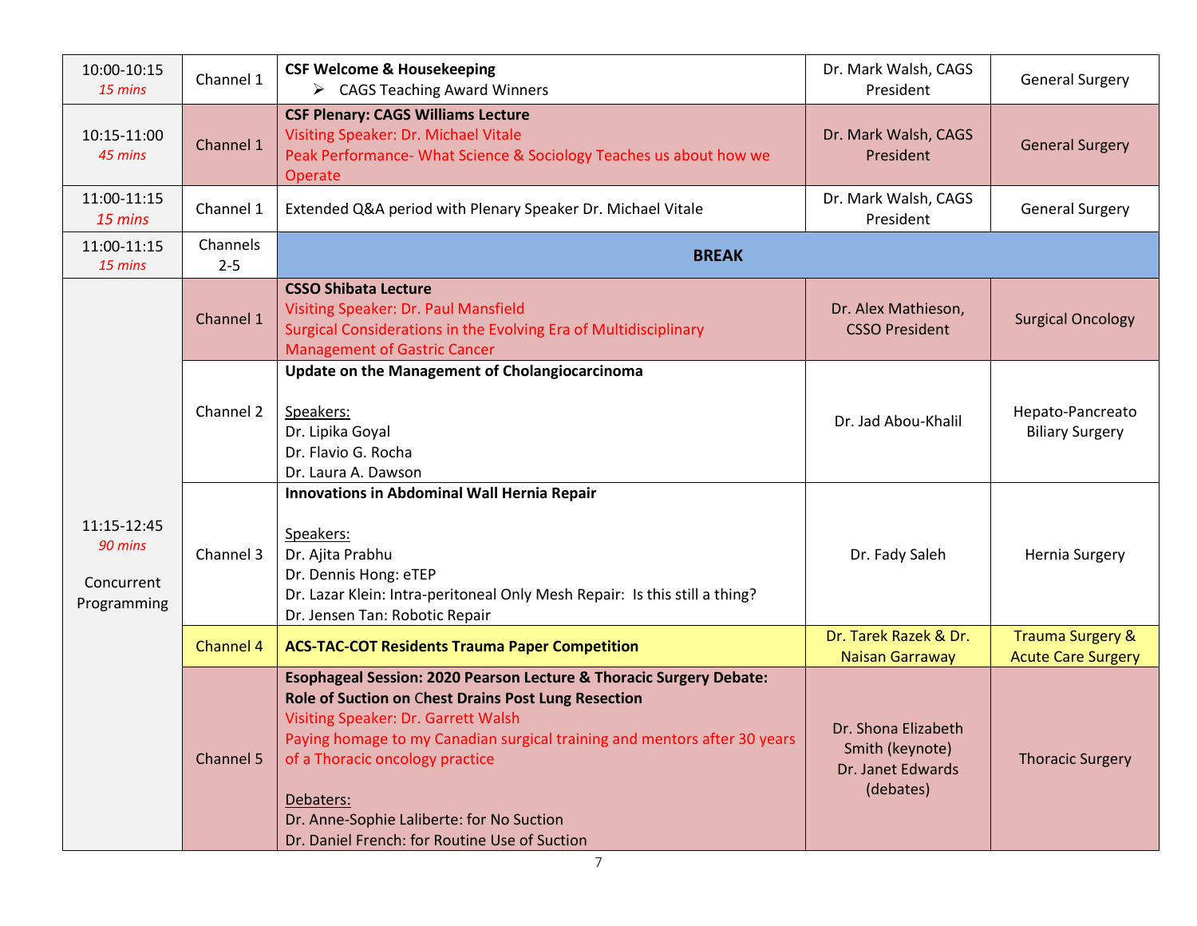| | | | | |
|---|---|---|---|---|
| 10:00-10:15<br>*15 mins* | Channel 1 | **CSF Welcome & Housekeeping**<br>➢ CAGS Teaching Award Winners | Dr. Mark Walsh, CAGS President | General Surgery |
| 10:15-11:00<br>*45 mins* | Channel 1 | **CSF Plenary: CAGS Williams Lecture**<br>Visiting Speaker: Dr. Michael Vitale<br>Peak Performance- What Science & Sociology Teaches us about how we Operate | Dr. Mark Walsh, CAGS President | General Surgery |
| 11:00-11:15<br>*15 mins* | Channel 1 | Extended Q&A period with Plenary Speaker Dr. Michael Vitale | Dr. Mark Walsh, CAGS President | General Surgery |
| 11:00-11:15<br>*15 mins* | Channels 2-5 | **BREAK** | | |
| 11:15-12:45<br>*90 mins*<br><br>Concurrent Programming | Channel 1 | **CSSO Shibata Lecture**<br>Visiting Speaker: Dr. Paul Mansfield<br>Surgical Considerations in the Evolving Era of Multidisciplinary Management of Gastric Cancer | Dr. Alex Mathieson, CSSO President | Surgical Oncology |
| | Channel 2 | **Update on the Management of Cholangiocarcinoma**<br><br>Speakers:<br>Dr. Lipika Goyal<br>Dr. Flavio G. Rocha<br>Dr. Laura A. Dawson | Dr. Jad Abou-Khalil | Hepato-Pancreato Biliary Surgery |
| | Channel 3 | **Innovations in Abdominal Wall Hernia Repair**<br><br>Speakers:<br>Dr. Ajita Prabhu<br>Dr. Dennis Hong: eTEP<br>Dr. Lazar Klein: Intra-peritoneal Only Mesh Repair: Is this still a thing?<br>Dr. Jensen Tan: Robotic Repair | Dr. Fady Saleh | Hernia Surgery |
| | Channel 4 | **ACS-TAC-COT Residents Trauma Paper Competition** | Dr. Tarek Razek & Dr. Naisan Garraway | Trauma Surgery & Acute Care Surgery |
| | Channel 5 | **Esophageal Session: 2020 Pearson Lecture & Thoracic Surgery Debate: Role of Suction on Chest Drains Post Lung Resection**<br>Visiting Speaker: Dr. Garrett Walsh<br>Paying homage to my Canadian surgical training and mentors after 30 years of a Thoracic oncology practice<br><br>Debaters:<br>Dr. Anne-Sophie Laliberte: for No Suction<br>Dr. Daniel French: for Routine Use of Suction | Dr. Shona Elizabeth Smith (keynote)<br>Dr. Janet Edwards (debates) | Thoracic Surgery |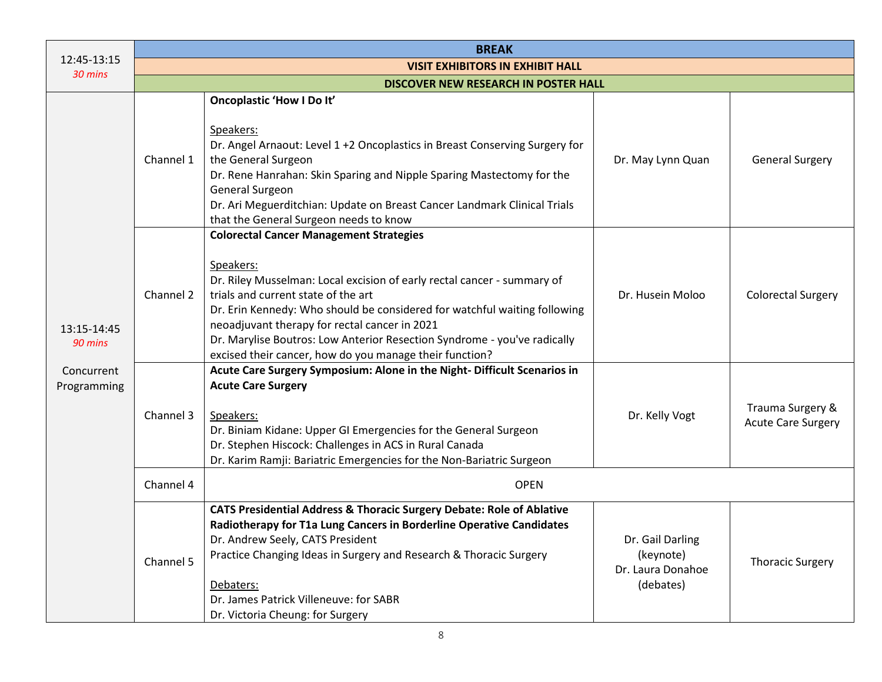| | | | | |
|---|---|---|---|---|
| 12:45-13:15 *30 mins* | **BREAK** | | | |
| | **VISIT EXHIBITORS IN EXHIBIT HALL** | | | |
| | **DISCOVER NEW RESEARCH IN POSTER HALL** | | | |
| 13:15-14:45 *90 mins* Concurrent Programming | Channel 1 | **Oncoplastic 'How I Do It'**<br><br>Speakers:<br>Dr. Angel Arnaout: Level 1 +2 Oncoplastics in Breast Conserving Surgery for the General Surgeon<br>Dr. Rene Hanrahan: Skin Sparing and Nipple Sparing Mastectomy for the General Surgeon<br>Dr. Ari Meguerditchian: Update on Breast Cancer Landmark Clinical Trials that the General Surgeon needs to know | Dr. May Lynn Quan | General Surgery |
| | Channel 2 | **Colorectal Cancer Management Strategies**<br><br>Speakers:<br>Dr. Riley Musselman: Local excision of early rectal cancer - summary of trials and current state of the art<br>Dr. Erin Kennedy: Who should be considered for watchful waiting following neoadjuvant therapy for rectal cancer in 2021<br>Dr. Marylise Boutros: Low Anterior Resection Syndrome - you've radically excised their cancer, how do you manage their function? | Dr. Husein Moloo | Colorectal Surgery |
| | Channel 3 | **Acute Care Surgery Symposium: Alone in the Night- Difficult Scenarios in Acute Care Surgery**<br><br>Speakers:<br>Dr. Biniam Kidane: Upper GI Emergencies for the General Surgeon<br>Dr. Stephen Hiscock: Challenges in ACS in Rural Canada<br>Dr. Karim Ramji: Bariatric Emergencies for the Non-Bariatric Surgeon | Dr. Kelly Vogt | Trauma Surgery & Acute Care Surgery |
| | Channel 4 | OPEN | | |
| | Channel 5 | **CATS Presidential Address & Thoracic Surgery Debate: Role of Ablative Radiotherapy for T1a Lung Cancers in Borderline Operative Candidates**<br>Dr. Andrew Seely, CATS President<br>Practice Changing Ideas in Surgery and Research & Thoracic Surgery<br><br>Debaters:<br>Dr. James Patrick Villeneuve: for SABR<br>Dr. Victoria Cheung: for Surgery | Dr. Gail Darling (keynote)<br>Dr. Laura Donahoe (debates) | Thoracic Surgery |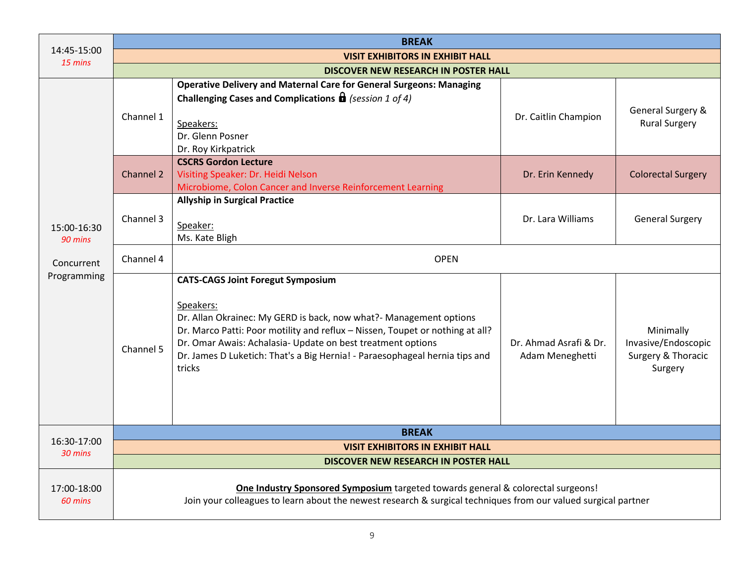| Time | Channel | Session | Moderator | Specialty |
|---|---|---|---|---|
| 14:45-15:00<br>*15 mins* | **BREAK**<br>**VISIT EXHIBITORS IN EXHIBIT HALL**<br>**DISCOVER NEW RESEARCH IN POSTER HALL** | | | |
| 15:00-16:30<br>*90 mins*<br><br>Concurrent Programming | Channel 1 | **Operative Delivery and Maternal Care for General Surgeons: Managing Challenging Cases and Complications** 🔒 *(session 1 of 4)*<br><br>Speakers:<br>Dr. Glenn Posner<br>Dr. Roy Kirkpatrick | Dr. Caitlin Champion | General Surgery & Rural Surgery |
| | Channel 2 | **CSCRS Gordon Lecture**<br>Visiting Speaker: Dr. Heidi Nelson<br>Microbiome, Colon Cancer and Inverse Reinforcement Learning | Dr. Erin Kennedy | Colorectal Surgery |
| | Channel 3 | **Allyship in Surgical Practice**<br><br>Speaker:<br>Ms. Kate Bligh | Dr. Lara Williams | General Surgery |
| | Channel 4 | OPEN | | |
| | Channel 5 | **CATS-CAGS Joint Foregut Symposium**<br><br>Speakers:<br>Dr. Allan Okrainec: My GERD is back, now what?- Management options<br>Dr. Marco Patti: Poor motility and reflux – Nissen, Toupet or nothing at all?<br>Dr. Omar Awais: Achalasia- Update on best treatment options<br>Dr. James D Luketich: That's a Big Hernia! - Paraesophageal hernia tips and tricks | Dr. Ahmad Asrafi & Dr. Adam Meneghetti | Minimally Invasive/Endoscopic Surgery & Thoracic Surgery |
| 16:30-17:00<br>*30 mins* | **BREAK**<br>**VISIT EXHIBITORS IN EXHIBIT HALL**<br>**DISCOVER NEW RESEARCH IN POSTER HALL** | | | |
| 17:00-18:00<br>*60 mins* | **One Industry Sponsored Symposium** targeted towards general & colorectal surgeons!<br>Join your colleagues to learn about the newest research & surgical techniques from our valued surgical partner | | | |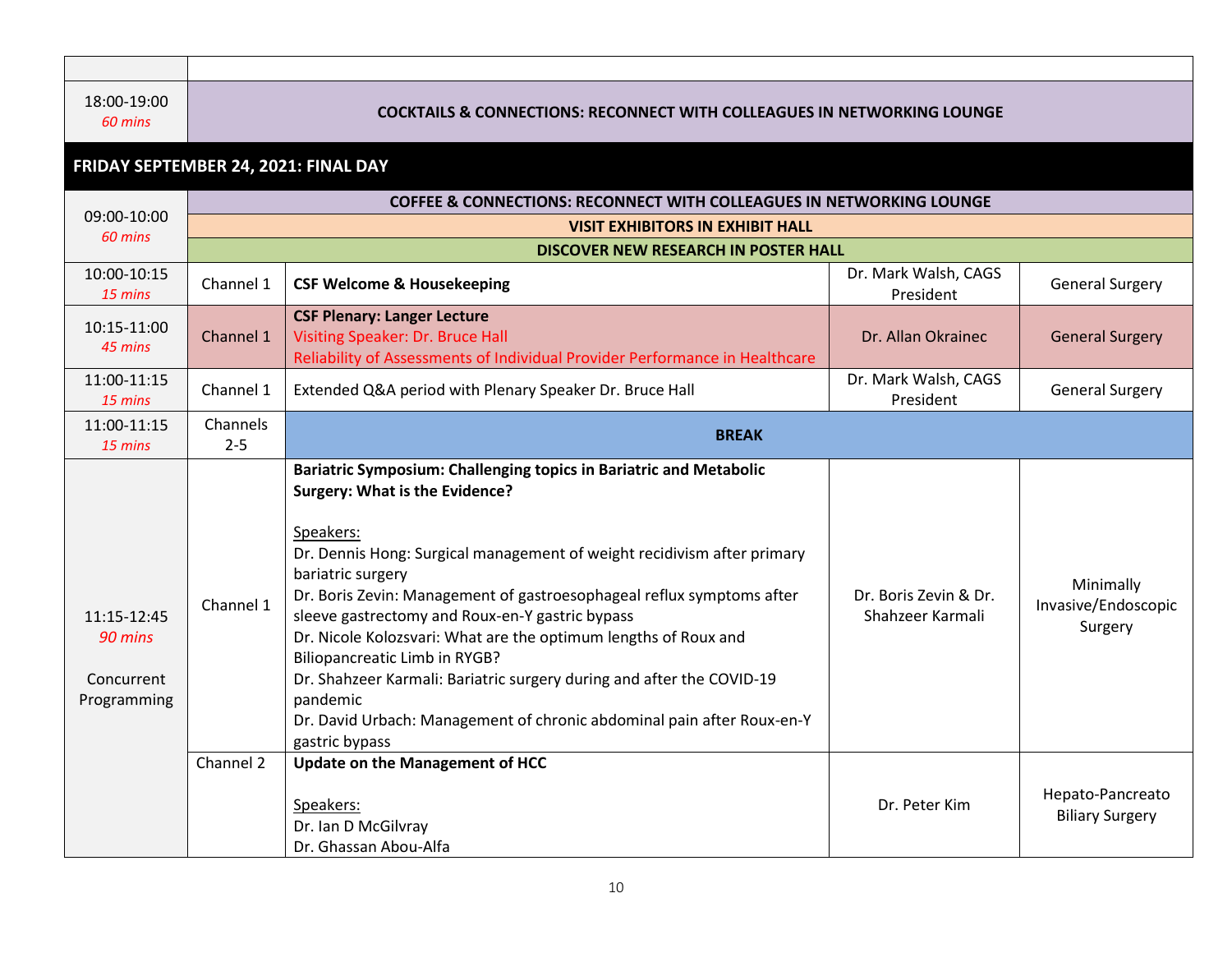| | | | | |
|---|---|---|---|---|
| 18:00-19:00 *60 mins* | **COCKTAILS & CONNECTIONS: RECONNECT WITH COLLEAGUES IN NETWORKING LOUNGE** | | | |

## FRIDAY SEPTEMBER 24, 2021: FINAL DAY

| | | | | |
|---|---|---|---|---|
| 09:00-10:00 *60 mins* | **COFFEE & CONNECTIONS: RECONNECT WITH COLLEAGUES IN NETWORKING LOUNGE** | | | |
| | **VISIT EXHIBITORS IN EXHIBIT HALL** | | | |
| | **DISCOVER NEW RESEARCH IN POSTER HALL** | | | |
| 10:00-10:15 *15 mins* | Channel 1 | **CSF Welcome & Housekeeping** | Dr. Mark Walsh, CAGS President | General Surgery |
| 10:15-11:00 *45 mins* | Channel 1 | **CSF Plenary: Langer Lecture**<br>Visiting Speaker: Dr. Bruce Hall<br>Reliability of Assessments of Individual Provider Performance in Healthcare | Dr. Allan Okrainec | General Surgery |
| 11:00-11:15 *15 mins* | Channel 1 | Extended Q&A period with Plenary Speaker Dr. Bruce Hall | Dr. Mark Walsh, CAGS President | General Surgery |
| 11:00-11:15 *15 mins* | Channels 2-5 | **BREAK** | | |
| 11:15-12:45 *90 mins* Concurrent Programming | Channel 1 | **Bariatric Symposium: Challenging topics in Bariatric and Metabolic Surgery: What is the Evidence?**<br><br>Speakers:<br>Dr. Dennis Hong: Surgical management of weight recidivism after primary bariatric surgery<br>Dr. Boris Zevin: Management of gastroesophageal reflux symptoms after sleeve gastrectomy and Roux-en-Y gastric bypass<br>Dr. Nicole Kolozsvari: What are the optimum lengths of Roux and Biliopancreatic Limb in RYGB?<br>Dr. Shahzeer Karmali: Bariatric surgery during and after the COVID-19 pandemic<br>Dr. David Urbach: Management of chronic abdominal pain after Roux-en-Y gastric bypass | Dr. Boris Zevin & Dr. Shahzeer Karmali | Minimally Invasive/Endoscopic Surgery |
| | Channel 2 | **Update on the Management of HCC**<br><br>Speakers:<br>Dr. Ian D McGilvray<br>Dr. Ghassan Abou-Alfa | Dr. Peter Kim | Hepato-Pancreato Biliary Surgery |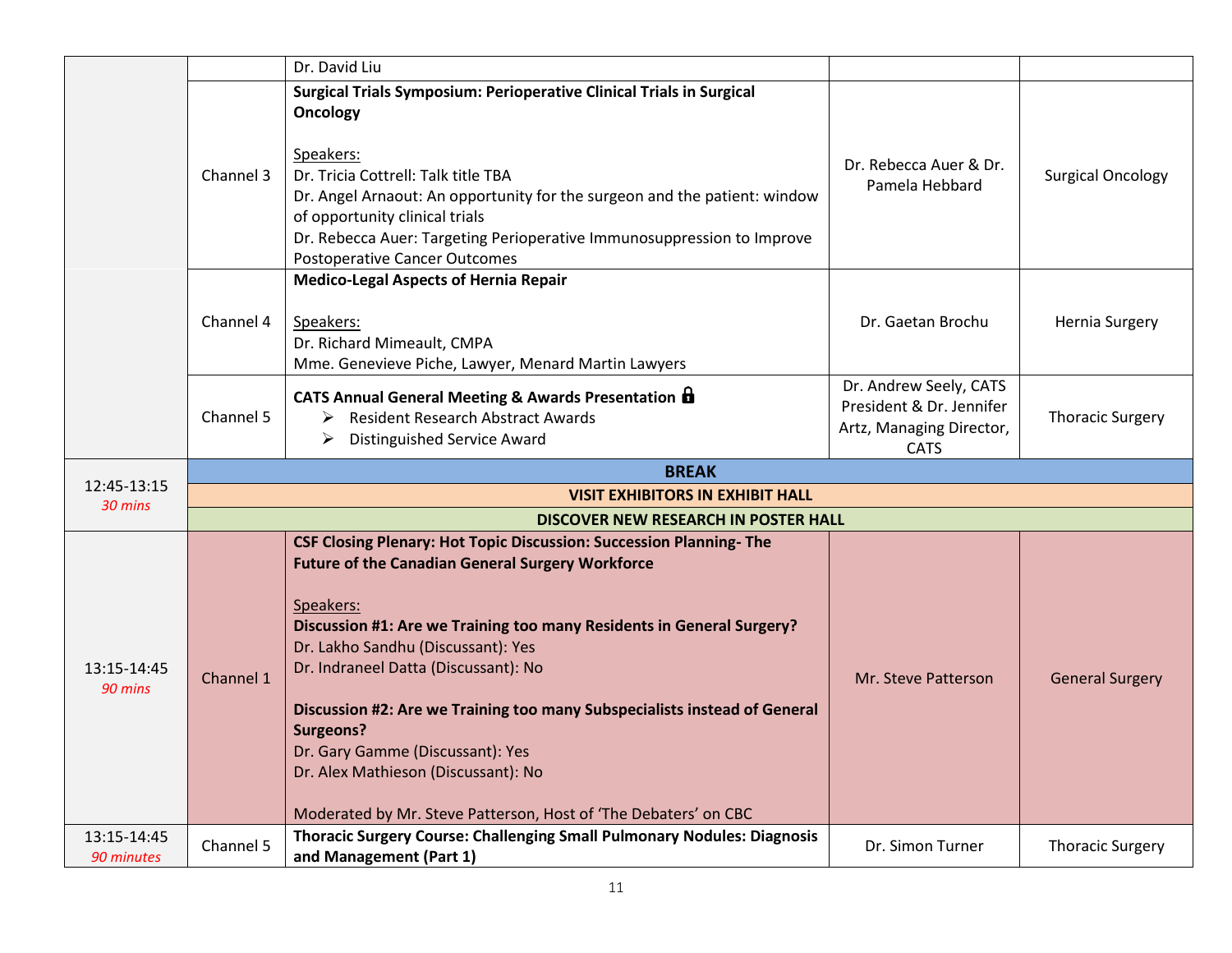| | | | | |
|---|---|---|---|---|
| | | Dr. David Liu | | |
| | Channel 3 | **Surgical Trials Symposium: Perioperative Clinical Trials in Surgical Oncology**<br><br>Speakers:<br>Dr. Tricia Cottrell: Talk title TBA<br>Dr. Angel Arnaout: An opportunity for the surgeon and the patient: window of opportunity clinical trials<br>Dr. Rebecca Auer: Targeting Perioperative Immunosuppression to Improve Postoperative Cancer Outcomes | Dr. Rebecca Auer & Dr. Pamela Hebbard | Surgical Oncology |
| | Channel 4 | **Medico-Legal Aspects of Hernia Repair**<br><br>Speakers:<br>Dr. Richard Mimeault, CMPA<br>Mme. Genevieve Piche, Lawyer, Menard Martin Lawyers | Dr. Gaetan Brochu | Hernia Surgery |
| | Channel 5 | **CATS Annual General Meeting & Awards Presentation** 🔒<br>➢ Resident Research Abstract Awards<br>➢ Distinguished Service Award | Dr. Andrew Seely, CATS President & Dr. Jennifer Artz, Managing Director, CATS | Thoracic Surgery |
| 12:45-13:15<br>*30 mins* | **BREAK** | | | |
| | **VISIT EXHIBITORS IN EXHIBIT HALL** | | | |
| | **DISCOVER NEW RESEARCH IN POSTER HALL** | | | |
| 13:15-14:45<br>*90 mins* | Channel 1 | **CSF Closing Plenary: Hot Topic Discussion: Succession Planning- The Future of the Canadian General Surgery Workforce**<br><br>Speakers:<br>**Discussion #1: Are we Training too many Residents in General Surgery?**<br>Dr. Lakho Sandhu (Discussant): Yes<br>Dr. Indraneel Datta (Discussant): No<br><br>**Discussion #2: Are we Training too many Subspecialists instead of General Surgeons?**<br>Dr. Gary Gamme (Discussant): Yes<br>Dr. Alex Mathieson (Discussant): No<br><br>Moderated by Mr. Steve Patterson, Host of 'The Debaters' on CBC | Mr. Steve Patterson | General Surgery |
| 13:15-14:45<br>*90 minutes* | Channel 5 | **Thoracic Surgery Course: Challenging Small Pulmonary Nodules: Diagnosis and Management (Part 1)** | Dr. Simon Turner | Thoracic Surgery |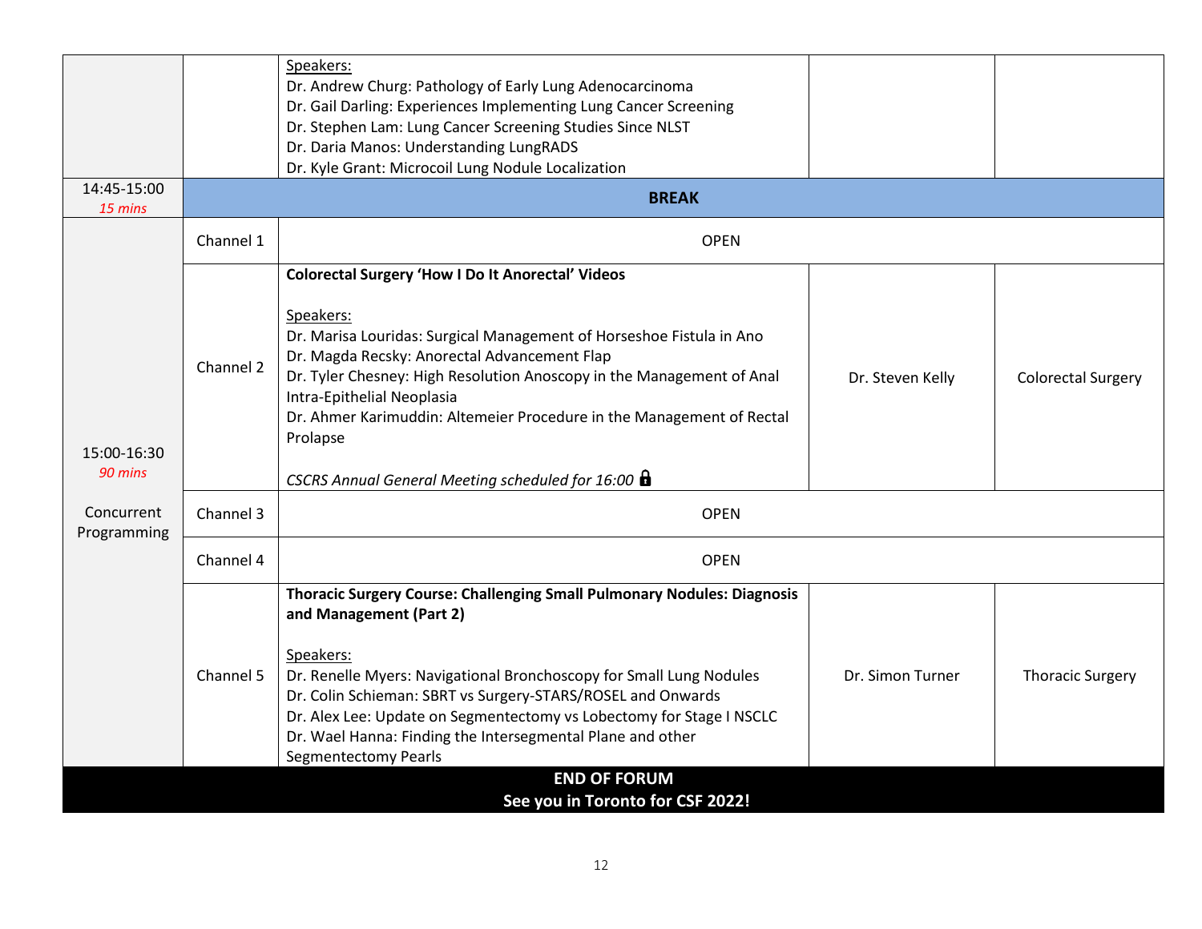| | | | | |
|---|---|---|---|---|
| | | Speakers:<br>Dr. Andrew Churg: Pathology of Early Lung Adenocarcinoma<br>Dr. Gail Darling: Experiences Implementing Lung Cancer Screening<br>Dr. Stephen Lam: Lung Cancer Screening Studies Since NLST<br>Dr. Daria Manos: Understanding LungRADS<br>Dr. Kyle Grant: Microcoil Lung Nodule Localization | | |
| 14:45-15:00<br>*15 mins* | **BREAK** | | | |
| 15:00-16:30<br>*90 mins*<br><br>Concurrent Programming | Channel 1 | OPEN | | |
| | Channel 2 | **Colorectal Surgery 'How I Do It Anorectal' Videos**<br><br>Speakers:<br>Dr. Marisa Louridas: Surgical Management of Horseshoe Fistula in Ano<br>Dr. Magda Recsky: Anorectal Advancement Flap<br>Dr. Tyler Chesney: High Resolution Anoscopy in the Management of Anal Intra-Epithelial Neoplasia<br>Dr. Ahmer Karimuddin: Altemeier Procedure in the Management of Rectal Prolapse<br><br>*CSCRS Annual General Meeting scheduled for 16:00* 🔒 | Dr. Steven Kelly | Colorectal Surgery |
| | Channel 3 | OPEN | | |
| | Channel 4 | OPEN | | |
| | Channel 5 | **Thoracic Surgery Course: Challenging Small Pulmonary Nodules: Diagnosis and Management (Part 2)**<br><br>Speakers:<br>Dr. Renelle Myers: Navigational Bronchoscopy for Small Lung Nodules<br>Dr. Colin Schieman: SBRT vs Surgery-STARS/ROSEL and Onwards<br>Dr. Alex Lee: Update on Segmentectomy vs Lobectomy for Stage I NSCLC<br>Dr. Wael Hanna: Finding the Intersegmental Plane and other Segmentectomy Pearls | Dr. Simon Turner | Thoracic Surgery |
| **END OF FORUM**<br>**See you in Toronto for CSF 2022!** | | | | |